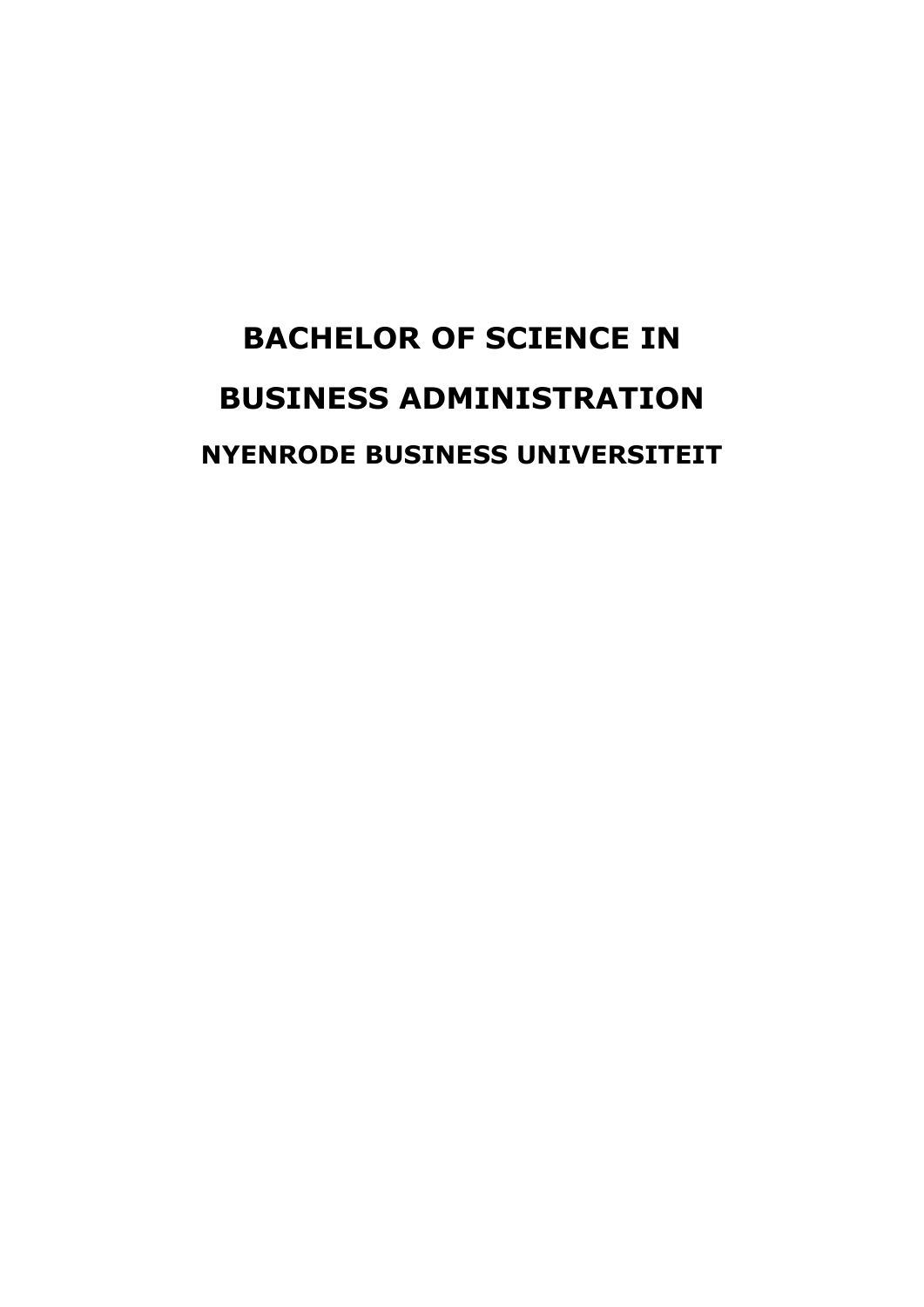# BACHELOR OF SCIENCE IN BUSINESS ADMINISTRATION

## NYENRODE BUSINESS UNIVERSITEIT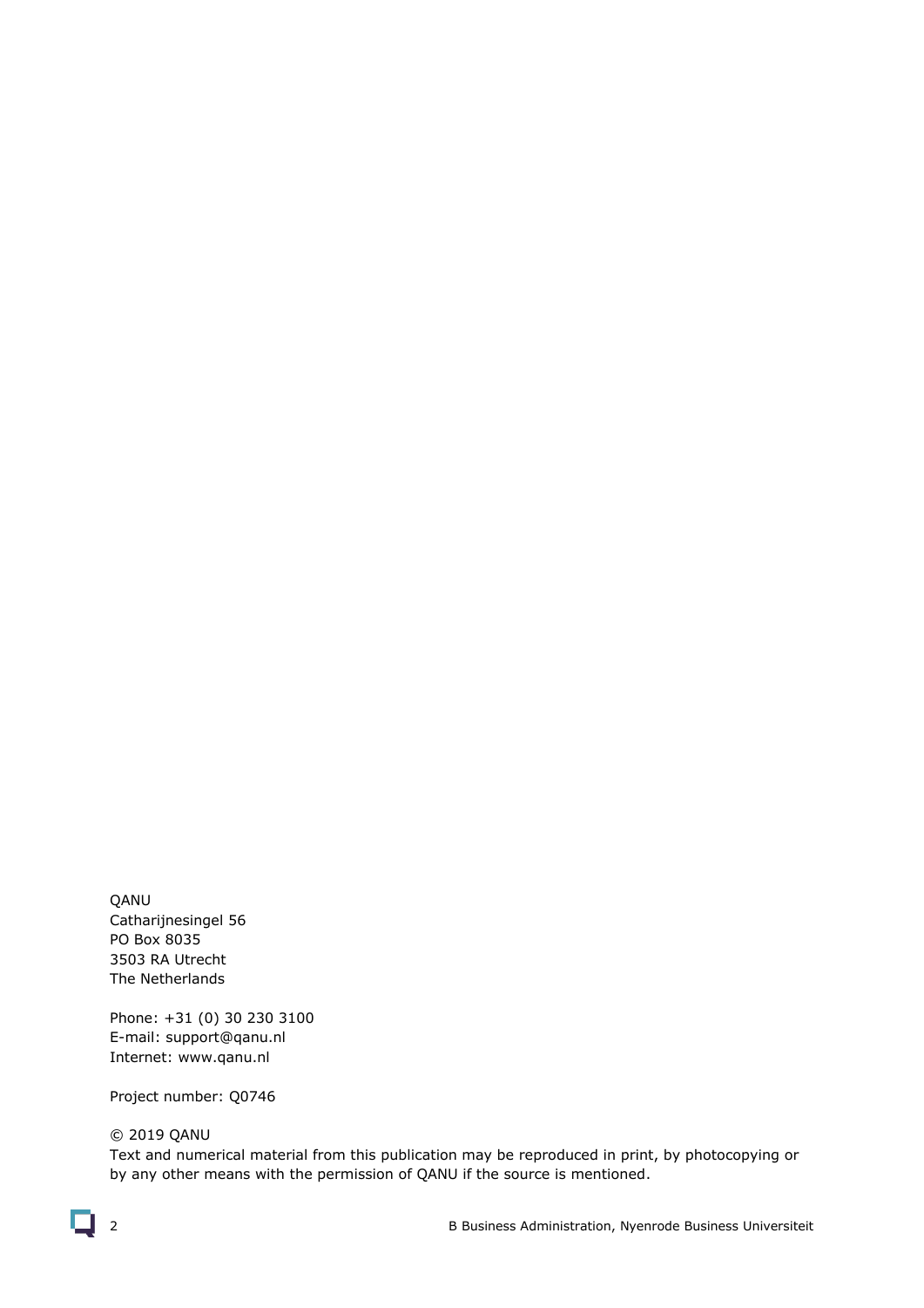QANU
Catharijnesingel 56
PO Box 8035
3503 RA Utrecht
The Netherlands

Phone: +31 (0) 30 230 3100
E-mail: support@qanu.nl
Internet: www.qanu.nl

Project number: Q0746

© 2019 QANU
Text and numerical material from this publication may be reproduced in print, by photocopying or by any other means with the permission of QANU if the source is mentioned.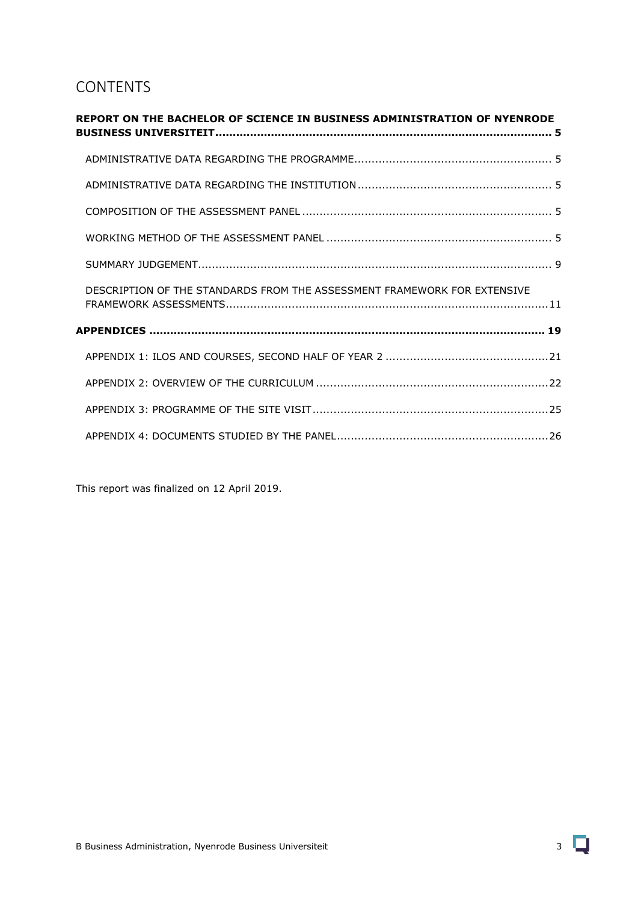# CONTENTS

**REPORT ON THE BACHELOR OF SCIENCE IN BUSINESS ADMINISTRATION OF NYENRODE BUSINESS UNIVERSITEIT ........ 5**

- ADMINISTRATIVE DATA REGARDING THE PROGRAMME ........ 5
- ADMINISTRATIVE DATA REGARDING THE INSTITUTION ........ 5
- COMPOSITION OF THE ASSESSMENT PANEL ........ 5
- WORKING METHOD OF THE ASSESSMENT PANEL ........ 5
- SUMMARY JUDGEMENT ........ 9
- DESCRIPTION OF THE STANDARDS FROM THE ASSESSMENT FRAMEWORK FOR EXTENSIVE FRAMEWORK ASSESSMENTS ........ 11

**APPENDICES ........ 19**

- APPENDIX 1: ILOS AND COURSES, SECOND HALF OF YEAR 2 ........ 21
- APPENDIX 2: OVERVIEW OF THE CURRICULUM ........ 22
- APPENDIX 3: PROGRAMME OF THE SITE VISIT ........ 25
- APPENDIX 4: DOCUMENTS STUDIED BY THE PANEL ........ 26

This report was finalized on 12 April 2019.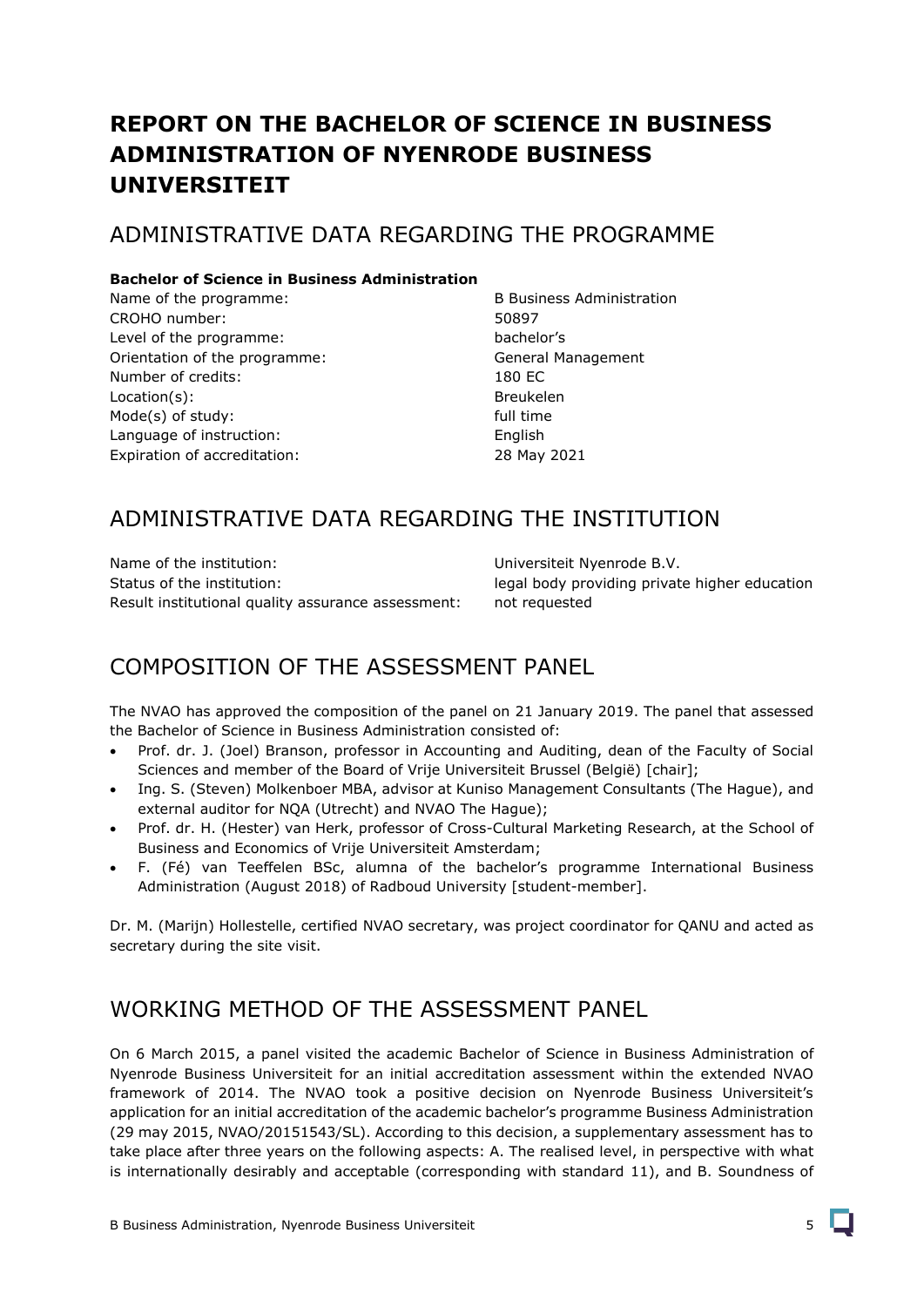# REPORT ON THE BACHELOR OF SCIENCE IN BUSINESS ADMINISTRATION OF NYENRODE BUSINESS UNIVERSITEIT

## ADMINISTRATIVE DATA REGARDING THE PROGRAMME

**Bachelor of Science in Business Administration**

| | |
|---|---|
| Name of the programme: | B Business Administration |
| CROHO number: | 50897 |
| Level of the programme: | bachelor's |
| Orientation of the programme: | General Management |
| Number of credits: | 180 EC |
| Location(s): | Breukelen |
| Mode(s) of study: | full time |
| Language of instruction: | English |
| Expiration of accreditation: | 28 May 2021 |

## ADMINISTRATIVE DATA REGARDING THE INSTITUTION

| | |
|---|---|
| Name of the institution: | Universiteit Nyenrode B.V. |
| Status of the institution: | legal body providing private higher education |
| Result institutional quality assurance assessment: | not requested |

## COMPOSITION OF THE ASSESSMENT PANEL

The NVAO has approved the composition of the panel on 21 January 2019. The panel that assessed the Bachelor of Science in Business Administration consisted of:

- Prof. dr. J. (Joel) Branson, professor in Accounting and Auditing, dean of the Faculty of Social Sciences and member of the Board of Vrije Universiteit Brussel (België) [chair];
- Ing. S. (Steven) Molkenboer MBA, advisor at Kuniso Management Consultants (The Hague), and external auditor for NQA (Utrecht) and NVAO The Hague);
- Prof. dr. H. (Hester) van Herk, professor of Cross-Cultural Marketing Research, at the School of Business and Economics of Vrije Universiteit Amsterdam;
- F. (Fé) van Teeffelen BSc, alumna of the bachelor's programme International Business Administration (August 2018) of Radboud University [student-member].

Dr. M. (Marijn) Hollestelle, certified NVAO secretary, was project coordinator for QANU and acted as secretary during the site visit.

## WORKING METHOD OF THE ASSESSMENT PANEL

On 6 March 2015, a panel visited the academic Bachelor of Science in Business Administration of Nyenrode Business Universiteit for an initial accreditation assessment within the extended NVAO framework of 2014. The NVAO took a positive decision on Nyenrode Business Universiteit's application for an initial accreditation of the academic bachelor's programme Business Administration (29 may 2015, NVAO/20151543/SL). According to this decision, a supplementary assessment has to take place after three years on the following aspects: A. The realised level, in perspective with what is internationally desirably and acceptable (corresponding with standard 11), and B. Soundness of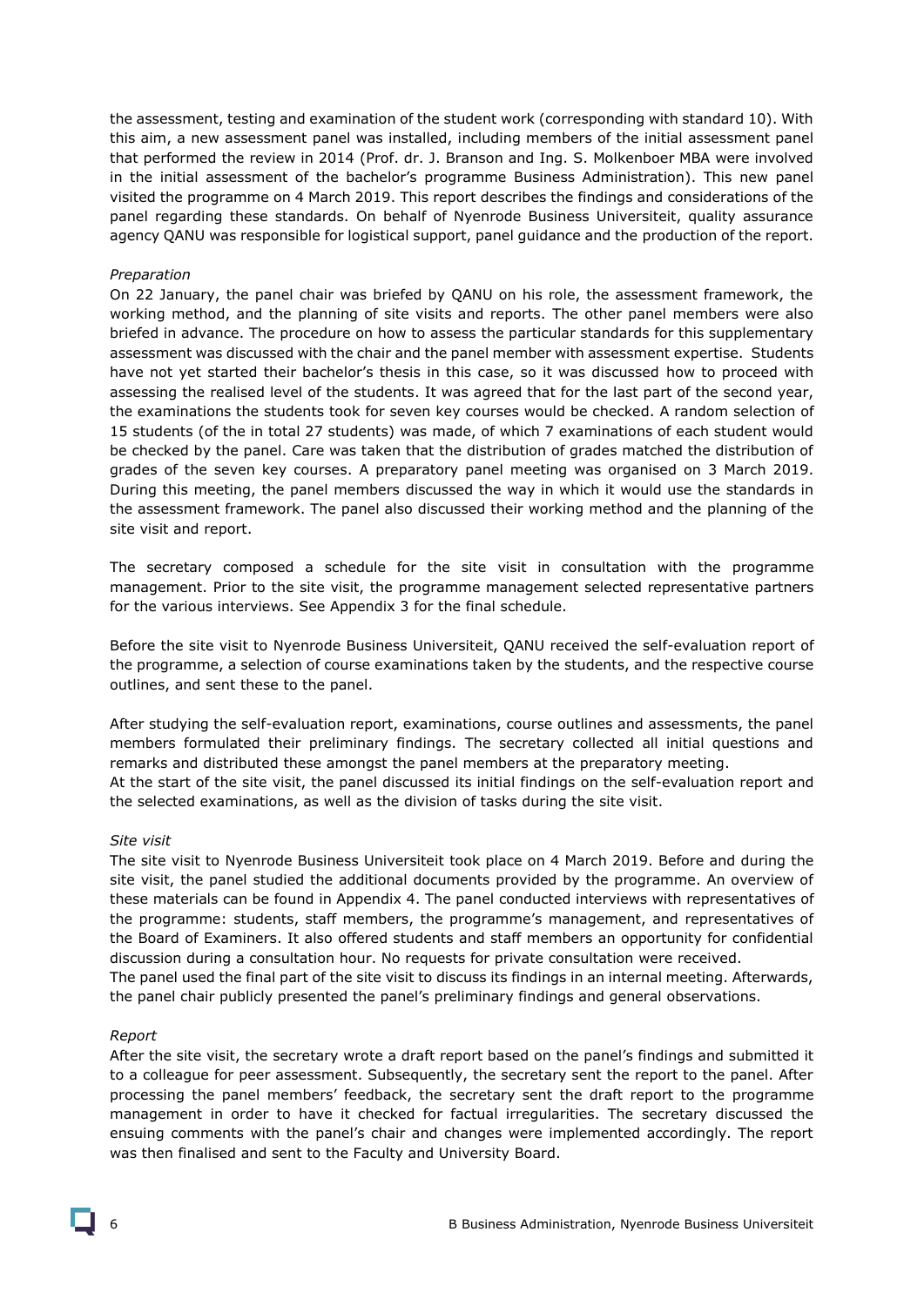the assessment, testing and examination of the student work (corresponding with standard 10). With this aim, a new assessment panel was installed, including members of the initial assessment panel that performed the review in 2014 (Prof. dr. J. Branson and Ing. S. Molkenboer MBA were involved in the initial assessment of the bachelor's programme Business Administration). This new panel visited the programme on 4 March 2019. This report describes the findings and considerations of the panel regarding these standards. On behalf of Nyenrode Business Universiteit, quality assurance agency QANU was responsible for logistical support, panel guidance and the production of the report.

*Preparation*

On 22 January, the panel chair was briefed by QANU on his role, the assessment framework, the working method, and the planning of site visits and reports. The other panel members were also briefed in advance. The procedure on how to assess the particular standards for this supplementary assessment was discussed with the chair and the panel member with assessment expertise. Students have not yet started their bachelor's thesis in this case, so it was discussed how to proceed with assessing the realised level of the students. It was agreed that for the last part of the second year, the examinations the students took for seven key courses would be checked. A random selection of 15 students (of the in total 27 students) was made, of which 7 examinations of each student would be checked by the panel. Care was taken that the distribution of grades matched the distribution of grades of the seven key courses. A preparatory panel meeting was organised on 3 March 2019. During this meeting, the panel members discussed the way in which it would use the standards in the assessment framework. The panel also discussed their working method and the planning of the site visit and report.

The secretary composed a schedule for the site visit in consultation with the programme management. Prior to the site visit, the programme management selected representative partners for the various interviews. See Appendix 3 for the final schedule.

Before the site visit to Nyenrode Business Universiteit, QANU received the self-evaluation report of the programme, a selection of course examinations taken by the students, and the respective course outlines, and sent these to the panel.

After studying the self-evaluation report, examinations, course outlines and assessments, the panel members formulated their preliminary findings. The secretary collected all initial questions and remarks and distributed these amongst the panel members at the preparatory meeting.
At the start of the site visit, the panel discussed its initial findings on the self-evaluation report and the selected examinations, as well as the division of tasks during the site visit.

*Site visit*

The site visit to Nyenrode Business Universiteit took place on 4 March 2019. Before and during the site visit, the panel studied the additional documents provided by the programme. An overview of these materials can be found in Appendix 4. The panel conducted interviews with representatives of the programme: students, staff members, the programme's management, and representatives of the Board of Examiners. It also offered students and staff members an opportunity for confidential discussion during a consultation hour. No requests for private consultation were received.
The panel used the final part of the site visit to discuss its findings in an internal meeting. Afterwards, the panel chair publicly presented the panel's preliminary findings and general observations.

*Report*

After the site visit, the secretary wrote a draft report based on the panel's findings and submitted it to a colleague for peer assessment. Subsequently, the secretary sent the report to the panel. After processing the panel members' feedback, the secretary sent the draft report to the programme management in order to have it checked for factual irregularities. The secretary discussed the ensuing comments with the panel's chair and changes were implemented accordingly. The report was then finalised and sent to the Faculty and University Board.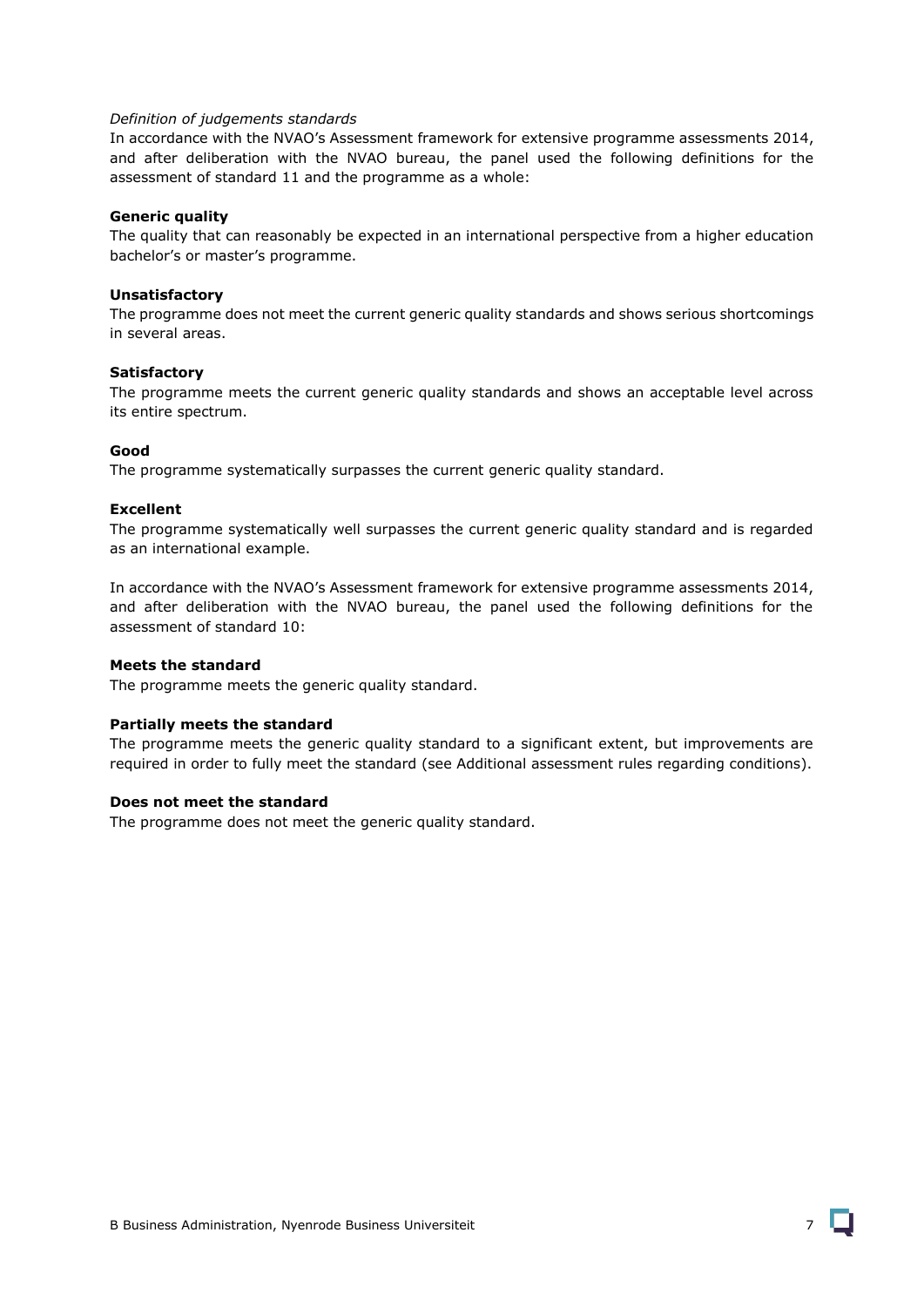*Definition of judgements standards*

In accordance with the NVAO's Assessment framework for extensive programme assessments 2014, and after deliberation with the NVAO bureau, the panel used the following definitions for the assessment of standard 11 and the programme as a whole:

**Generic quality**

The quality that can reasonably be expected in an international perspective from a higher education bachelor's or master's programme.

**Unsatisfactory**

The programme does not meet the current generic quality standards and shows serious shortcomings in several areas.

**Satisfactory**

The programme meets the current generic quality standards and shows an acceptable level across its entire spectrum.

**Good**

The programme systematically surpasses the current generic quality standard.

**Excellent**

The programme systematically well surpasses the current generic quality standard and is regarded as an international example.

In accordance with the NVAO's Assessment framework for extensive programme assessments 2014, and after deliberation with the NVAO bureau, the panel used the following definitions for the assessment of standard 10:

**Meets the standard**

The programme meets the generic quality standard.

**Partially meets the standard**

The programme meets the generic quality standard to a significant extent, but improvements are required in order to fully meet the standard (see Additional assessment rules regarding conditions).

**Does not meet the standard**

The programme does not meet the generic quality standard.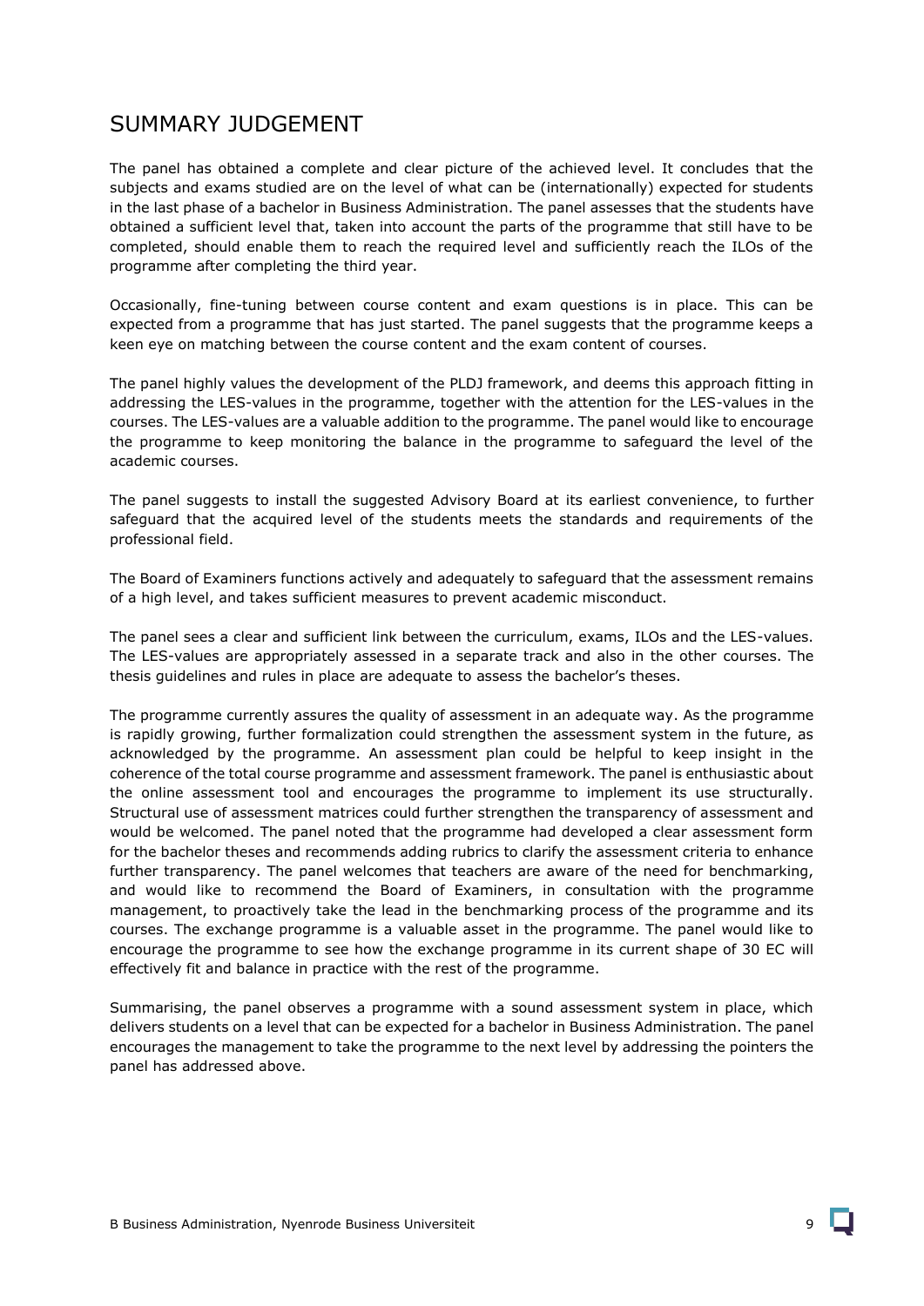## SUMMARY JUDGEMENT

The panel has obtained a complete and clear picture of the achieved level. It concludes that the subjects and exams studied are on the level of what can be (internationally) expected for students in the last phase of a bachelor in Business Administration. The panel assesses that the students have obtained a sufficient level that, taken into account the parts of the programme that still have to be completed, should enable them to reach the required level and sufficiently reach the ILOs of the programme after completing the third year.

Occasionally, fine-tuning between course content and exam questions is in place. This can be expected from a programme that has just started. The panel suggests that the programme keeps a keen eye on matching between the course content and the exam content of courses.

The panel highly values the development of the PLDJ framework, and deems this approach fitting in addressing the LES-values in the programme, together with the attention for the LES-values in the courses. The LES-values are a valuable addition to the programme. The panel would like to encourage the programme to keep monitoring the balance in the programme to safeguard the level of the academic courses.

The panel suggests to install the suggested Advisory Board at its earliest convenience, to further safeguard that the acquired level of the students meets the standards and requirements of the professional field.

The Board of Examiners functions actively and adequately to safeguard that the assessment remains of a high level, and takes sufficient measures to prevent academic misconduct.

The panel sees a clear and sufficient link between the curriculum, exams, ILOs and the LES-values. The LES-values are appropriately assessed in a separate track and also in the other courses. The thesis guidelines and rules in place are adequate to assess the bachelor's theses.

The programme currently assures the quality of assessment in an adequate way. As the programme is rapidly growing, further formalization could strengthen the assessment system in the future, as acknowledged by the programme. An assessment plan could be helpful to keep insight in the coherence of the total course programme and assessment framework. The panel is enthusiastic about the online assessment tool and encourages the programme to implement its use structurally. Structural use of assessment matrices could further strengthen the transparency of assessment and would be welcomed. The panel noted that the programme had developed a clear assessment form for the bachelor theses and recommends adding rubrics to clarify the assessment criteria to enhance further transparency. The panel welcomes that teachers are aware of the need for benchmarking, and would like to recommend the Board of Examiners, in consultation with the programme management, to proactively take the lead in the benchmarking process of the programme and its courses. The exchange programme is a valuable asset in the programme. The panel would like to encourage the programme to see how the exchange programme in its current shape of 30 EC will effectively fit and balance in practice with the rest of the programme.

Summarising, the panel observes a programme with a sound assessment system in place, which delivers students on a level that can be expected for a bachelor in Business Administration. The panel encourages the management to take the programme to the next level by addressing the pointers the panel has addressed above.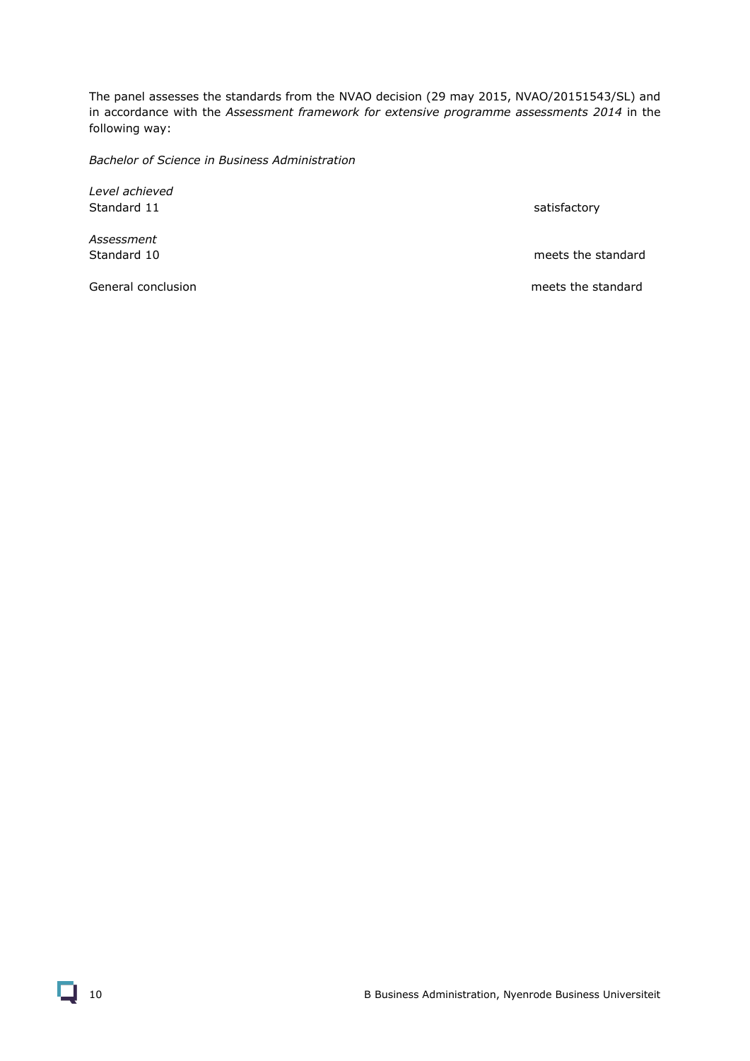The panel assesses the standards from the NVAO decision (29 may 2015, NVAO/20151543/SL) and in accordance with the *Assessment framework for extensive programme assessments 2014* in the following way:

*Bachelor of Science in Business Administration*

*Level achieved*

| | |
|---|---|
| Standard 11 | satisfactory |

*Assessment*

| | |
|---|---|
| Standard 10 | meets the standard |
| General conclusion | meets the standard |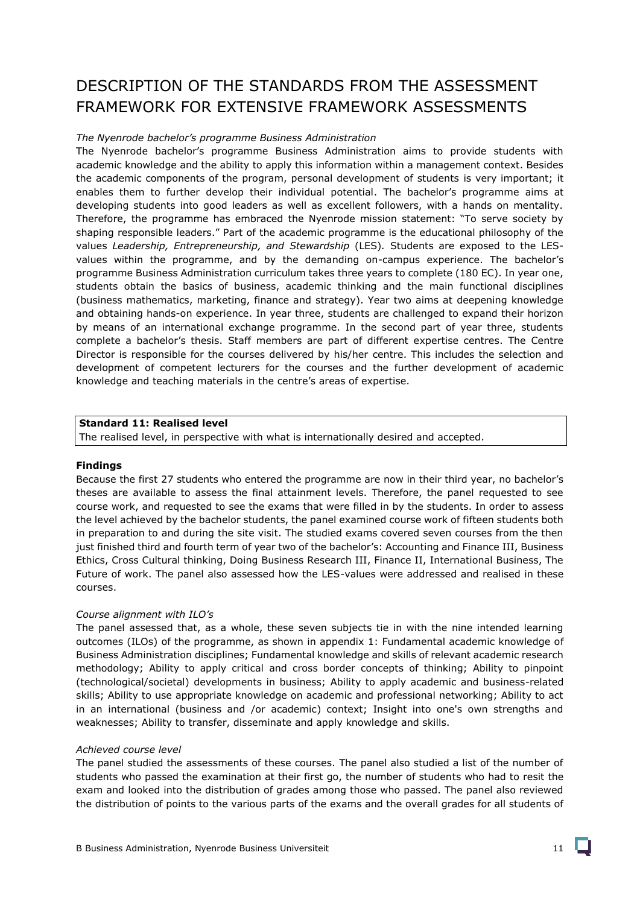# DESCRIPTION OF THE STANDARDS FROM THE ASSESSMENT FRAMEWORK FOR EXTENSIVE FRAMEWORK ASSESSMENTS

*The Nyenrode bachelor's programme Business Administration*

The Nyenrode bachelor's programme Business Administration aims to provide students with academic knowledge and the ability to apply this information within a management context. Besides the academic components of the program, personal development of students is very important; it enables them to further develop their individual potential. The bachelor's programme aims at developing students into good leaders as well as excellent followers, with a hands on mentality. Therefore, the programme has embraced the Nyenrode mission statement: "To serve society by shaping responsible leaders." Part of the academic programme is the educational philosophy of the values *Leadership, Entrepreneurship, and Stewardship* (LES). Students are exposed to the LES-values within the programme, and by the demanding on-campus experience. The bachelor's programme Business Administration curriculum takes three years to complete (180 EC). In year one, students obtain the basics of business, academic thinking and the main functional disciplines (business mathematics, marketing, finance and strategy). Year two aims at deepening knowledge and obtaining hands-on experience. In year three, students are challenged to expand their horizon by means of an international exchange programme. In the second part of year three, students complete a bachelor's thesis. Staff members are part of different expertise centres. The Centre Director is responsible for the courses delivered by his/her centre. This includes the selection and development of competent lecturers for the courses and the further development of academic knowledge and teaching materials in the centre's areas of expertise.

**Standard 11: Realised level**
The realised level, in perspective with what is internationally desired and accepted.

**Findings**

Because the first 27 students who entered the programme are now in their third year, no bachelor's theses are available to assess the final attainment levels. Therefore, the panel requested to see course work, and requested to see the exams that were filled in by the students. In order to assess the level achieved by the bachelor students, the panel examined course work of fifteen students both in preparation to and during the site visit. The studied exams covered seven courses from the then just finished third and fourth term of year two of the bachelor's: Accounting and Finance III, Business Ethics, Cross Cultural thinking, Doing Business Research III, Finance II, International Business, The Future of work. The panel also assessed how the LES-values were addressed and realised in these courses.

*Course alignment with ILO's*

The panel assessed that, as a whole, these seven subjects tie in with the nine intended learning outcomes (ILOs) of the programme, as shown in appendix 1: Fundamental academic knowledge of Business Administration disciplines; Fundamental knowledge and skills of relevant academic research methodology; Ability to apply critical and cross border concepts of thinking; Ability to pinpoint (technological/societal) developments in business; Ability to apply academic and business-related skills; Ability to use appropriate knowledge on academic and professional networking; Ability to act in an international (business and /or academic) context; Insight into one's own strengths and weaknesses; Ability to transfer, disseminate and apply knowledge and skills.

*Achieved course level*

The panel studied the assessments of these courses. The panel also studied a list of the number of students who passed the examination at their first go, the number of students who had to resit the exam and looked into the distribution of grades among those who passed. The panel also reviewed the distribution of points to the various parts of the exams and the overall grades for all students of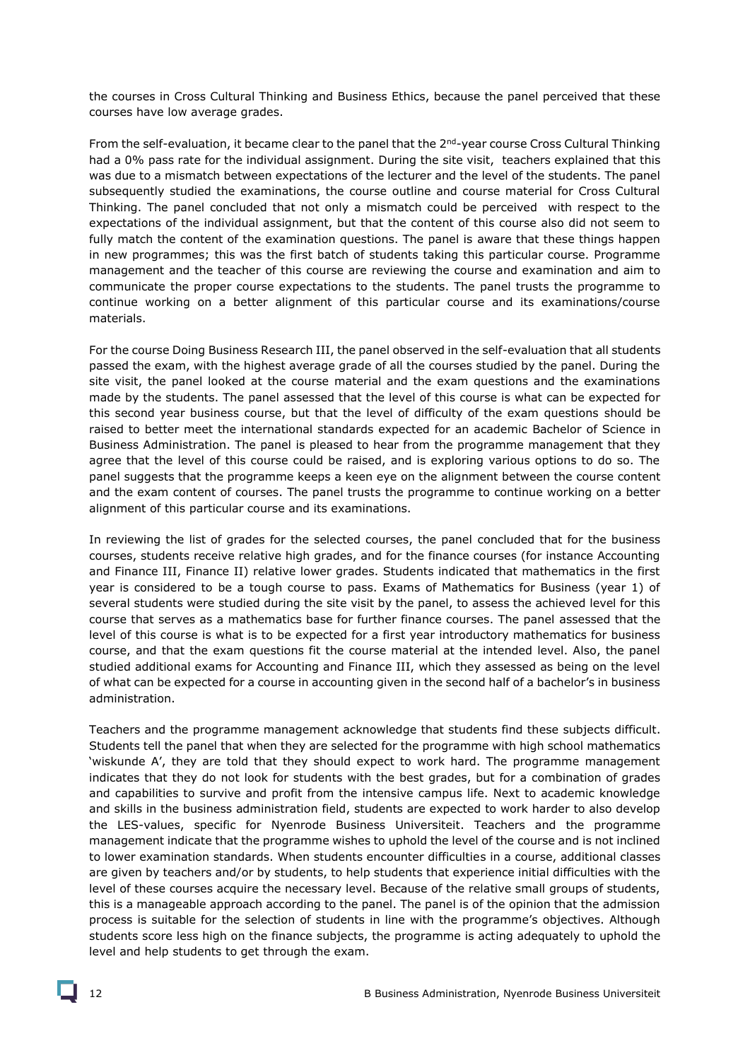the courses in Cross Cultural Thinking and Business Ethics, because the panel perceived that these courses have low average grades.

From the self-evaluation, it became clear to the panel that the 2nd-year course Cross Cultural Thinking had a 0% pass rate for the individual assignment. During the site visit, teachers explained that this was due to a mismatch between expectations of the lecturer and the level of the students. The panel subsequently studied the examinations, the course outline and course material for Cross Cultural Thinking. The panel concluded that not only a mismatch could be perceived with respect to the expectations of the individual assignment, but that the content of this course also did not seem to fully match the content of the examination questions. The panel is aware that these things happen in new programmes; this was the first batch of students taking this particular course. Programme management and the teacher of this course are reviewing the course and examination and aim to communicate the proper course expectations to the students. The panel trusts the programme to continue working on a better alignment of this particular course and its examinations/course materials.

For the course Doing Business Research III, the panel observed in the self-evaluation that all students passed the exam, with the highest average grade of all the courses studied by the panel. During the site visit, the panel looked at the course material and the exam questions and the examinations made by the students. The panel assessed that the level of this course is what can be expected for this second year business course, but that the level of difficulty of the exam questions should be raised to better meet the international standards expected for an academic Bachelor of Science in Business Administration. The panel is pleased to hear from the programme management that they agree that the level of this course could be raised, and is exploring various options to do so. The panel suggests that the programme keeps a keen eye on the alignment between the course content and the exam content of courses. The panel trusts the programme to continue working on a better alignment of this particular course and its examinations.

In reviewing the list of grades for the selected courses, the panel concluded that for the business courses, students receive relative high grades, and for the finance courses (for instance Accounting and Finance III, Finance II) relative lower grades. Students indicated that mathematics in the first year is considered to be a tough course to pass. Exams of Mathematics for Business (year 1) of several students were studied during the site visit by the panel, to assess the achieved level for this course that serves as a mathematics base for further finance courses. The panel assessed that the level of this course is what is to be expected for a first year introductory mathematics for business course, and that the exam questions fit the course material at the intended level. Also, the panel studied additional exams for Accounting and Finance III, which they assessed as being on the level of what can be expected for a course in accounting given in the second half of a bachelor's in business administration.

Teachers and the programme management acknowledge that students find these subjects difficult. Students tell the panel that when they are selected for the programme with high school mathematics 'wiskunde A', they are told that they should expect to work hard. The programme management indicates that they do not look for students with the best grades, but for a combination of grades and capabilities to survive and profit from the intensive campus life. Next to academic knowledge and skills in the business administration field, students are expected to work harder to also develop the LES-values, specific for Nyenrode Business Universiteit. Teachers and the programme management indicate that the programme wishes to uphold the level of the course and is not inclined to lower examination standards. When students encounter difficulties in a course, additional classes are given by teachers and/or by students, to help students that experience initial difficulties with the level of these courses acquire the necessary level. Because of the relative small groups of students, this is a manageable approach according to the panel. The panel is of the opinion that the admission process is suitable for the selection of students in line with the programme's objectives. Although students score less high on the finance subjects, the programme is acting adequately to uphold the level and help students to get through the exam.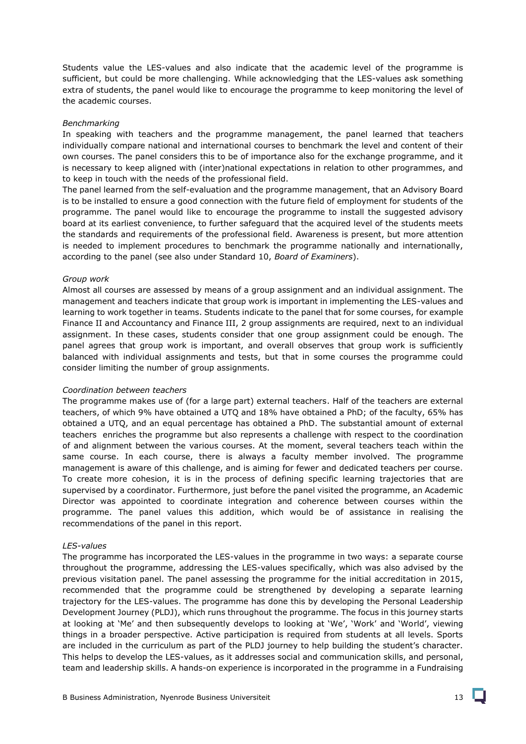Students value the LES-values and also indicate that the academic level of the programme is sufficient, but could be more challenging. While acknowledging that the LES-values ask something extra of students, the panel would like to encourage the programme to keep monitoring the level of the academic courses.

*Benchmarking*

In speaking with teachers and the programme management, the panel learned that teachers individually compare national and international courses to benchmark the level and content of their own courses. The panel considers this to be of importance also for the exchange programme, and it is necessary to keep aligned with (inter)national expectations in relation to other programmes, and to keep in touch with the needs of the professional field.

The panel learned from the self-evaluation and the programme management, that an Advisory Board is to be installed to ensure a good connection with the future field of employment for students of the programme. The panel would like to encourage the programme to install the suggested advisory board at its earliest convenience, to further safeguard that the acquired level of the students meets the standards and requirements of the professional field. Awareness is present, but more attention is needed to implement procedures to benchmark the programme nationally and internationally, according to the panel (see also under Standard 10, *Board of Examiners*).

*Group work*

Almost all courses are assessed by means of a group assignment and an individual assignment. The management and teachers indicate that group work is important in implementing the LES-values and learning to work together in teams. Students indicate to the panel that for some courses, for example Finance II and Accountancy and Finance III, 2 group assignments are required, next to an individual assignment. In these cases, students consider that one group assignment could be enough. The panel agrees that group work is important, and overall observes that group work is sufficiently balanced with individual assignments and tests, but that in some courses the programme could consider limiting the number of group assignments.

*Coordination between teachers*

The programme makes use of (for a large part) external teachers. Half of the teachers are external teachers, of which 9% have obtained a UTQ and 18% have obtained a PhD; of the faculty, 65% has obtained a UTQ, and an equal percentage has obtained a PhD. The substantial amount of external teachers enriches the programme but also represents a challenge with respect to the coordination of and alignment between the various courses. At the moment, several teachers teach within the same course. In each course, there is always a faculty member involved. The programme management is aware of this challenge, and is aiming for fewer and dedicated teachers per course. To create more cohesion, it is in the process of defining specific learning trajectories that are supervised by a coordinator. Furthermore, just before the panel visited the programme, an Academic Director was appointed to coordinate integration and coherence between courses within the programme. The panel values this addition, which would be of assistance in realising the recommendations of the panel in this report.

*LES-values*

The programme has incorporated the LES-values in the programme in two ways: a separate course throughout the programme, addressing the LES-values specifically, which was also advised by the previous visitation panel. The panel assessing the programme for the initial accreditation in 2015, recommended that the programme could be strengthened by developing a separate learning trajectory for the LES-values. The programme has done this by developing the Personal Leadership Development Journey (PLDJ), which runs throughout the programme. The focus in this journey starts at looking at 'Me' and then subsequently develops to looking at 'We', 'Work' and 'World', viewing things in a broader perspective. Active participation is required from students at all levels. Sports are included in the curriculum as part of the PLDJ journey to help building the student's character. This helps to develop the LES-values, as it addresses social and communication skills, and personal, team and leadership skills. A hands-on experience is incorporated in the programme in a Fundraising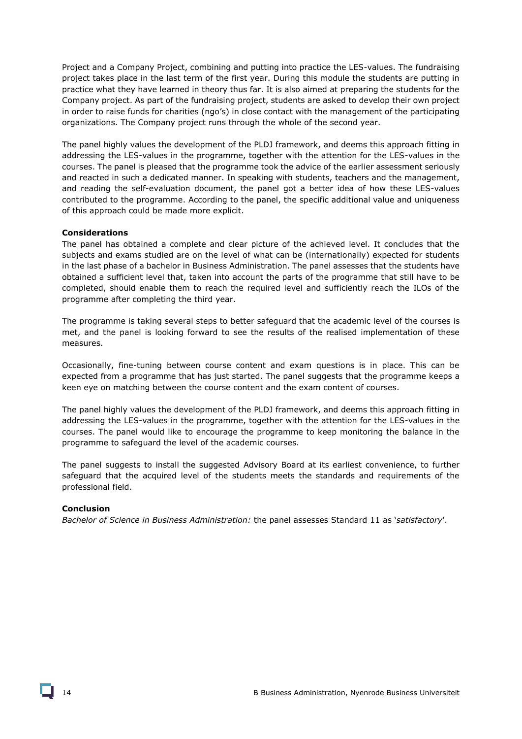Project and a Company Project, combining and putting into practice the LES-values. The fundraising project takes place in the last term of the first year. During this module the students are putting in practice what they have learned in theory thus far. It is also aimed at preparing the students for the Company project. As part of the fundraising project, students are asked to develop their own project in order to raise funds for charities (ngo's) in close contact with the management of the participating organizations. The Company project runs through the whole of the second year.

The panel highly values the development of the PLDJ framework, and deems this approach fitting in addressing the LES-values in the programme, together with the attention for the LES-values in the courses. The panel is pleased that the programme took the advice of the earlier assessment seriously and reacted in such a dedicated manner. In speaking with students, teachers and the management, and reading the self-evaluation document, the panel got a better idea of how these LES-values contributed to the programme. According to the panel, the specific additional value and uniqueness of this approach could be made more explicit.

**Considerations**

The panel has obtained a complete and clear picture of the achieved level. It concludes that the subjects and exams studied are on the level of what can be (internationally) expected for students in the last phase of a bachelor in Business Administration. The panel assesses that the students have obtained a sufficient level that, taken into account the parts of the programme that still have to be completed, should enable them to reach the required level and sufficiently reach the ILOs of the programme after completing the third year.

The programme is taking several steps to better safeguard that the academic level of the courses is met, and the panel is looking forward to see the results of the realised implementation of these measures.

Occasionally, fine-tuning between course content and exam questions is in place. This can be expected from a programme that has just started. The panel suggests that the programme keeps a keen eye on matching between the course content and the exam content of courses.

The panel highly values the development of the PLDJ framework, and deems this approach fitting in addressing the LES-values in the programme, together with the attention for the LES-values in the courses. The panel would like to encourage the programme to keep monitoring the balance in the programme to safeguard the level of the academic courses.

The panel suggests to install the suggested Advisory Board at its earliest convenience, to further safeguard that the acquired level of the students meets the standards and requirements of the professional field.

**Conclusion**

*Bachelor of Science in Business Administration:* the panel assesses Standard 11 as '*satisfactory*'.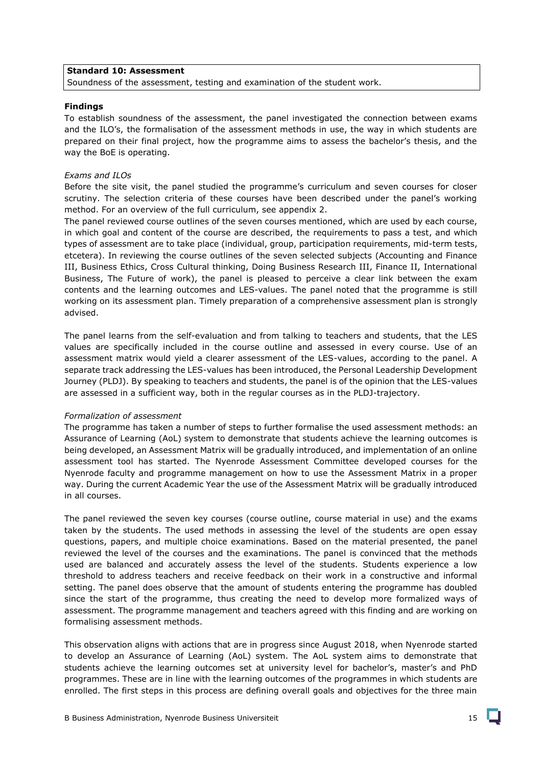| **Standard 10: Assessment** |
| --- |
| Soundness of the assessment, testing and examination of the student work. |

**Findings**

To establish soundness of the assessment, the panel investigated the connection between exams and the ILO's, the formalisation of the assessment methods in use, the way in which students are prepared on their final project, how the programme aims to assess the bachelor's thesis, and the way the BoE is operating.

*Exams and ILOs*

Before the site visit, the panel studied the programme's curriculum and seven courses for closer scrutiny. The selection criteria of these courses have been described under the panel's working method. For an overview of the full curriculum, see appendix 2.

The panel reviewed course outlines of the seven courses mentioned, which are used by each course, in which goal and content of the course are described, the requirements to pass a test, and which types of assessment are to take place (individual, group, participation requirements, mid-term tests, etcetera). In reviewing the course outlines of the seven selected subjects (Accounting and Finance III, Business Ethics, Cross Cultural thinking, Doing Business Research III, Finance II, International Business, The Future of work), the panel is pleased to perceive a clear link between the exam contents and the learning outcomes and LES-values. The panel noted that the programme is still working on its assessment plan. Timely preparation of a comprehensive assessment plan is strongly advised.

The panel learns from the self-evaluation and from talking to teachers and students, that the LES values are specifically included in the course outline and assessed in every course. Use of an assessment matrix would yield a clearer assessment of the LES-values, according to the panel. A separate track addressing the LES-values has been introduced, the Personal Leadership Development Journey (PLDJ). By speaking to teachers and students, the panel is of the opinion that the LES-values are assessed in a sufficient way, both in the regular courses as in the PLDJ-trajectory.

*Formalization of assessment*

The programme has taken a number of steps to further formalise the used assessment methods: an Assurance of Learning (AoL) system to demonstrate that students achieve the learning outcomes is being developed, an Assessment Matrix will be gradually introduced, and implementation of an online assessment tool has started. The Nyenrode Assessment Committee developed courses for the Nyenrode faculty and programme management on how to use the Assessment Matrix in a proper way. During the current Academic Year the use of the Assessment Matrix will be gradually introduced in all courses.

The panel reviewed the seven key courses (course outline, course material in use) and the exams taken by the students. The used methods in assessing the level of the students are open essay questions, papers, and multiple choice examinations. Based on the material presented, the panel reviewed the level of the courses and the examinations. The panel is convinced that the methods used are balanced and accurately assess the level of the students. Students experience a low threshold to address teachers and receive feedback on their work in a constructive and informal setting. The panel does observe that the amount of students entering the programme has doubled since the start of the programme, thus creating the need to develop more formalized ways of assessment. The programme management and teachers agreed with this finding and are working on formalising assessment methods.

This observation aligns with actions that are in progress since August 2018, when Nyenrode started to develop an Assurance of Learning (AoL) system. The AoL system aims to demonstrate that students achieve the learning outcomes set at university level for bachelor's, master's and PhD programmes. These are in line with the learning outcomes of the programmes in which students are enrolled. The first steps in this process are defining overall goals and objectives for the three main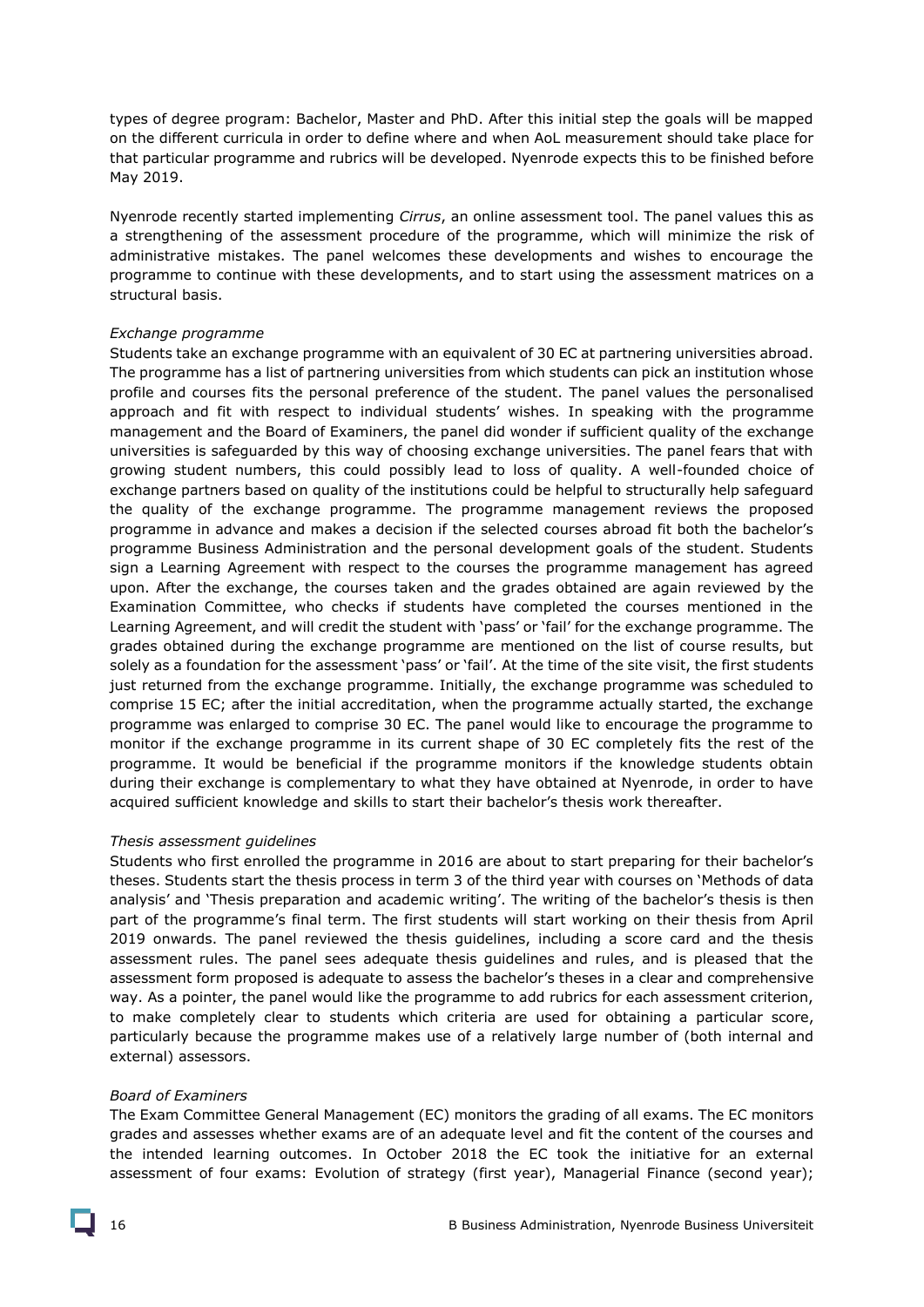types of degree program: Bachelor, Master and PhD. After this initial step the goals will be mapped on the different curricula in order to define where and when AoL measurement should take place for that particular programme and rubrics will be developed. Nyenrode expects this to be finished before May 2019.

Nyenrode recently started implementing *Cirrus*, an online assessment tool. The panel values this as a strengthening of the assessment procedure of the programme, which will minimize the risk of administrative mistakes. The panel welcomes these developments and wishes to encourage the programme to continue with these developments, and to start using the assessment matrices on a structural basis.

*Exchange programme*

Students take an exchange programme with an equivalent of 30 EC at partnering universities abroad. The programme has a list of partnering universities from which students can pick an institution whose profile and courses fits the personal preference of the student. The panel values the personalised approach and fit with respect to individual students' wishes. In speaking with the programme management and the Board of Examiners, the panel did wonder if sufficient quality of the exchange universities is safeguarded by this way of choosing exchange universities. The panel fears that with growing student numbers, this could possibly lead to loss of quality. A well-founded choice of exchange partners based on quality of the institutions could be helpful to structurally help safeguard the quality of the exchange programme. The programme management reviews the proposed programme in advance and makes a decision if the selected courses abroad fit both the bachelor's programme Business Administration and the personal development goals of the student. Students sign a Learning Agreement with respect to the courses the programme management has agreed upon. After the exchange, the courses taken and the grades obtained are again reviewed by the Examination Committee, who checks if students have completed the courses mentioned in the Learning Agreement, and will credit the student with 'pass' or 'fail' for the exchange programme. The grades obtained during the exchange programme are mentioned on the list of course results, but solely as a foundation for the assessment 'pass' or 'fail'. At the time of the site visit, the first students just returned from the exchange programme. Initially, the exchange programme was scheduled to comprise 15 EC; after the initial accreditation, when the programme actually started, the exchange programme was enlarged to comprise 30 EC. The panel would like to encourage the programme to monitor if the exchange programme in its current shape of 30 EC completely fits the rest of the programme. It would be beneficial if the programme monitors if the knowledge students obtain during their exchange is complementary to what they have obtained at Nyenrode, in order to have acquired sufficient knowledge and skills to start their bachelor's thesis work thereafter.

*Thesis assessment guidelines*

Students who first enrolled the programme in 2016 are about to start preparing for their bachelor's theses. Students start the thesis process in term 3 of the third year with courses on 'Methods of data analysis' and 'Thesis preparation and academic writing'. The writing of the bachelor's thesis is then part of the programme's final term. The first students will start working on their thesis from April 2019 onwards. The panel reviewed the thesis guidelines, including a score card and the thesis assessment rules. The panel sees adequate thesis guidelines and rules, and is pleased that the assessment form proposed is adequate to assess the bachelor's theses in a clear and comprehensive way. As a pointer, the panel would like the programme to add rubrics for each assessment criterion, to make completely clear to students which criteria are used for obtaining a particular score, particularly because the programme makes use of a relatively large number of (both internal and external) assessors.

*Board of Examiners*

The Exam Committee General Management (EC) monitors the grading of all exams. The EC monitors grades and assesses whether exams are of an adequate level and fit the content of the courses and the intended learning outcomes. In October 2018 the EC took the initiative for an external assessment of four exams: Evolution of strategy (first year), Managerial Finance (second year);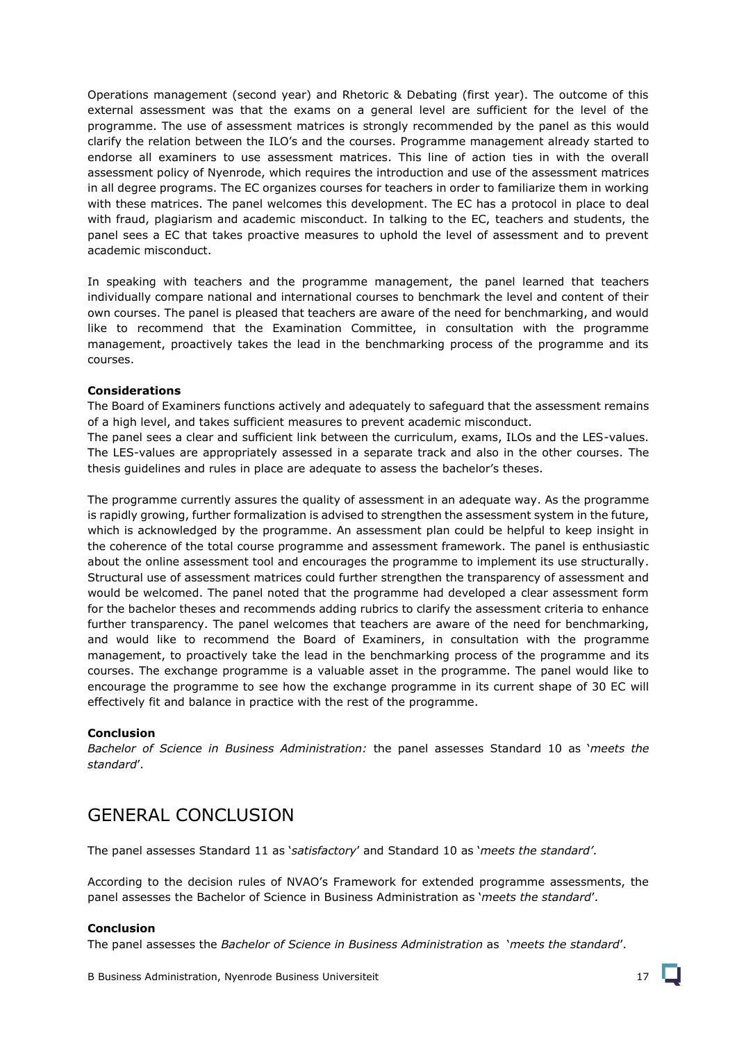Operations management (second year) and Rhetoric & Debating (first year). The outcome of this external assessment was that the exams on a general level are sufficient for the level of the programme. The use of assessment matrices is strongly recommended by the panel as this would clarify the relation between the ILO's and the courses. Programme management already started to endorse all examiners to use assessment matrices. This line of action ties in with the overall assessment policy of Nyenrode, which requires the introduction and use of the assessment matrices in all degree programs. The EC organizes courses for teachers in order to familiarize them in working with these matrices. The panel welcomes this development. The EC has a protocol in place to deal with fraud, plagiarism and academic misconduct. In talking to the EC, teachers and students, the panel sees a EC that takes proactive measures to uphold the level of assessment and to prevent academic misconduct.

In speaking with teachers and the programme management, the panel learned that teachers individually compare national and international courses to benchmark the level and content of their own courses. The panel is pleased that teachers are aware of the need for benchmarking, and would like to recommend that the Examination Committee, in consultation with the programme management, proactively takes the lead in the benchmarking process of the programme and its courses.

**Considerations**

The Board of Examiners functions actively and adequately to safeguard that the assessment remains of a high level, and takes sufficient measures to prevent academic misconduct.

The panel sees a clear and sufficient link between the curriculum, exams, ILOs and the LES-values. The LES-values are appropriately assessed in a separate track and also in the other courses. The thesis guidelines and rules in place are adequate to assess the bachelor's theses.

The programme currently assures the quality of assessment in an adequate way. As the programme is rapidly growing, further formalization is advised to strengthen the assessment system in the future, which is acknowledged by the programme. An assessment plan could be helpful to keep insight in the coherence of the total course programme and assessment framework. The panel is enthusiastic about the online assessment tool and encourages the programme to implement its use structurally. Structural use of assessment matrices could further strengthen the transparency of assessment and would be welcomed. The panel noted that the programme had developed a clear assessment form for the bachelor theses and recommends adding rubrics to clarify the assessment criteria to enhance further transparency. The panel welcomes that teachers are aware of the need for benchmarking, and would like to recommend the Board of Examiners, in consultation with the programme management, to proactively take the lead in the benchmarking process of the programme and its courses. The exchange programme is a valuable asset in the programme. The panel would like to encourage the programme to see how the exchange programme in its current shape of 30 EC will effectively fit and balance in practice with the rest of the programme.

**Conclusion**

*Bachelor of Science in Business Administration:* the panel assesses Standard 10 as '*meets the standard*'.

## GENERAL CONCLUSION

The panel assesses Standard 11 as '*satisfactory*' and Standard 10 as '*meets the standard'*.

According to the decision rules of NVAO's Framework for extended programme assessments, the panel assesses the Bachelor of Science in Business Administration as '*meets the standard*'.

**Conclusion**

The panel assesses the *Bachelor of Science in Business Administration* as '*meets the standard*'.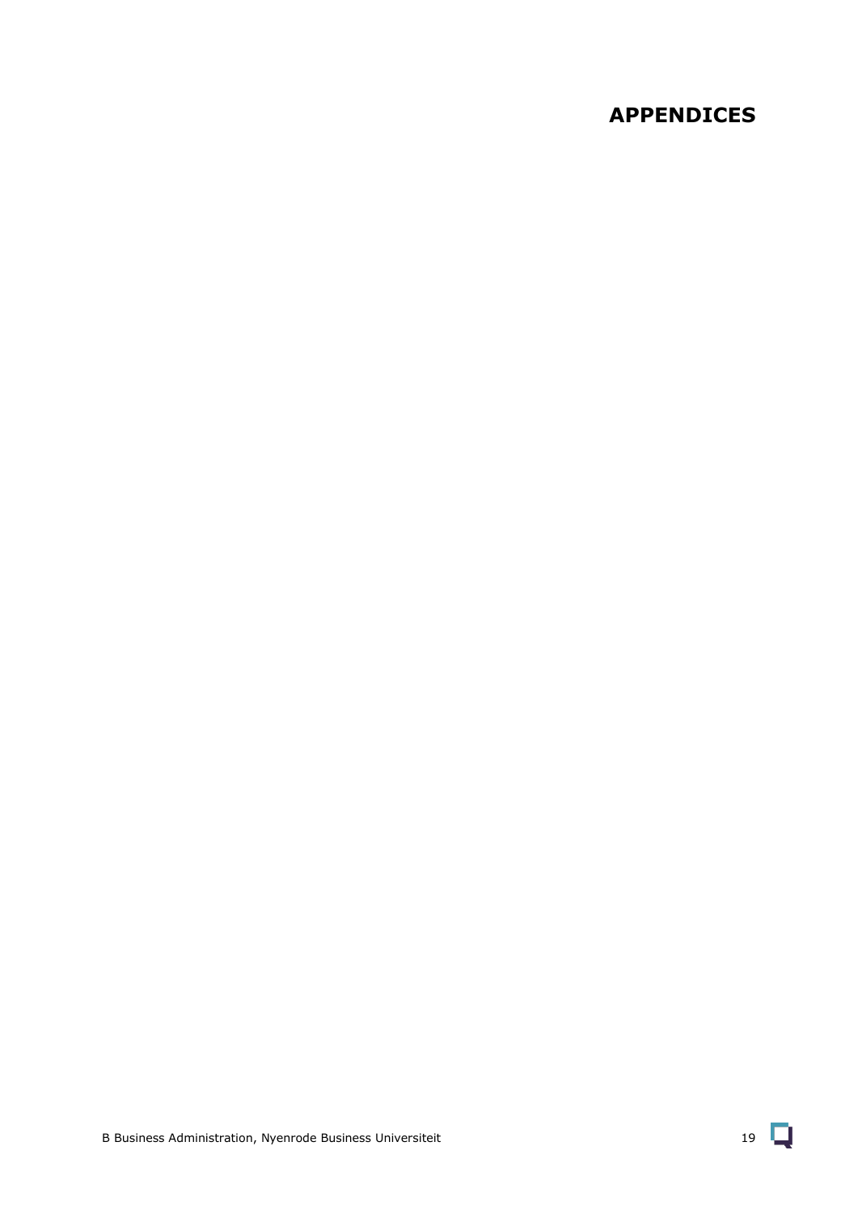# APPENDICES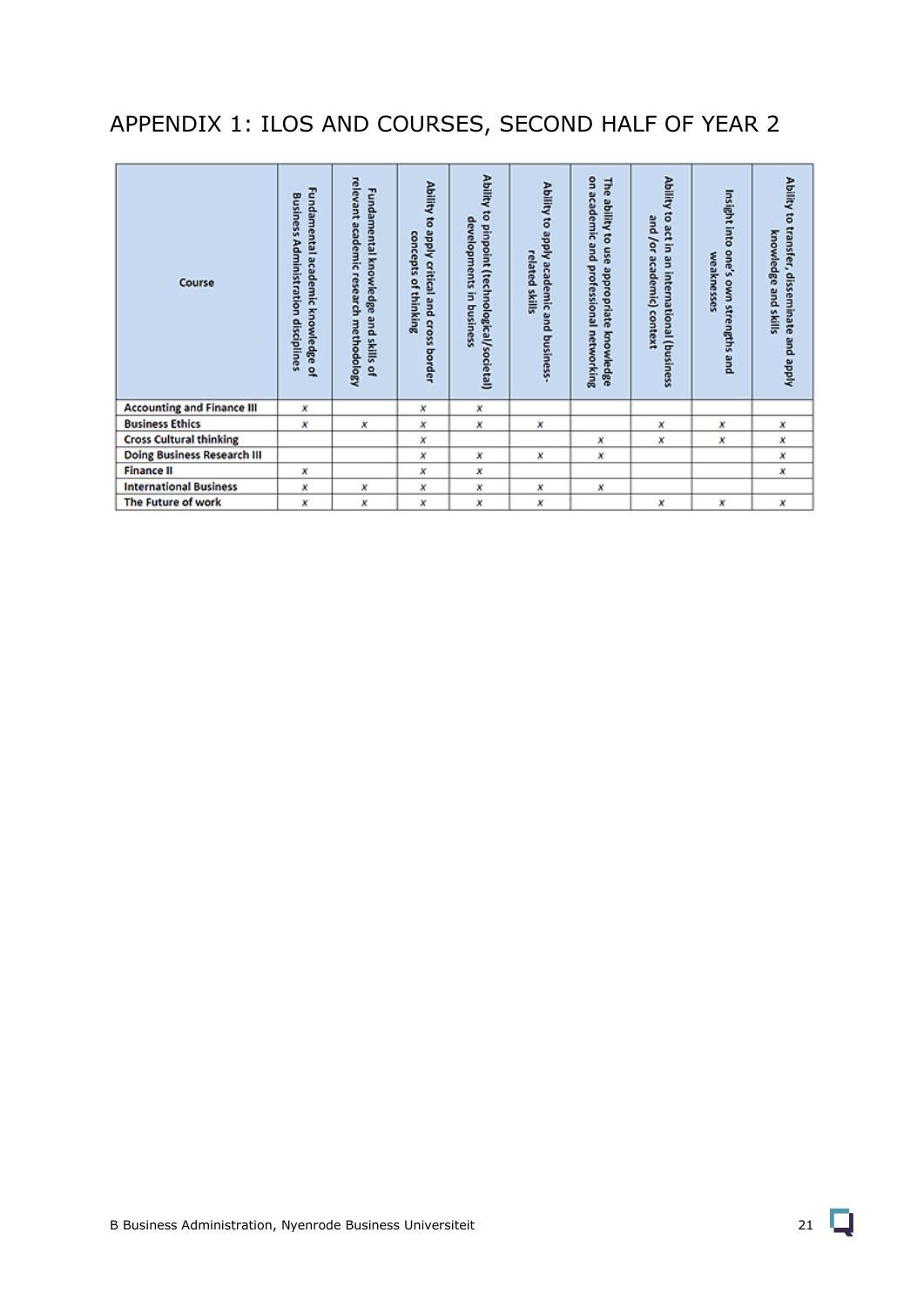# APPENDIX 1: ILOS AND COURSES, SECOND HALF OF YEAR 2

| Course | Fundamental academic knowledge of Business Administration disciplines | Fundamental knowledge and skills of relevant academic research methodology | Ability to apply critical and cross border concepts of thinking | Ability to pinpoint (technological/societal) developments in business | Ability to apply academic and business-related skills | The ability to use appropriate knowledge on academic and professional networking | Ability to act in an international (business and /or academic) context | Insight into one's own strengths and weaknesses | Ability to transfer, disseminate and apply knowledge and skills |
|---|---|---|---|---|---|---|---|---|---|
| Accounting and Finance III | x | | x | x | | | | | |
| Business Ethics | x | x | x | x | x | | x | x | x |
| Cross Cultural thinking | | | x | | | x | x | x | x |
| Doing Business Research III | | | x | x | x | x | | | x |
| Finance II | x | | x | x | | | | | x |
| International Business | x | x | x | x | x | x | | | |
| The Future of work | x | x | x | x | x | | x | x | x |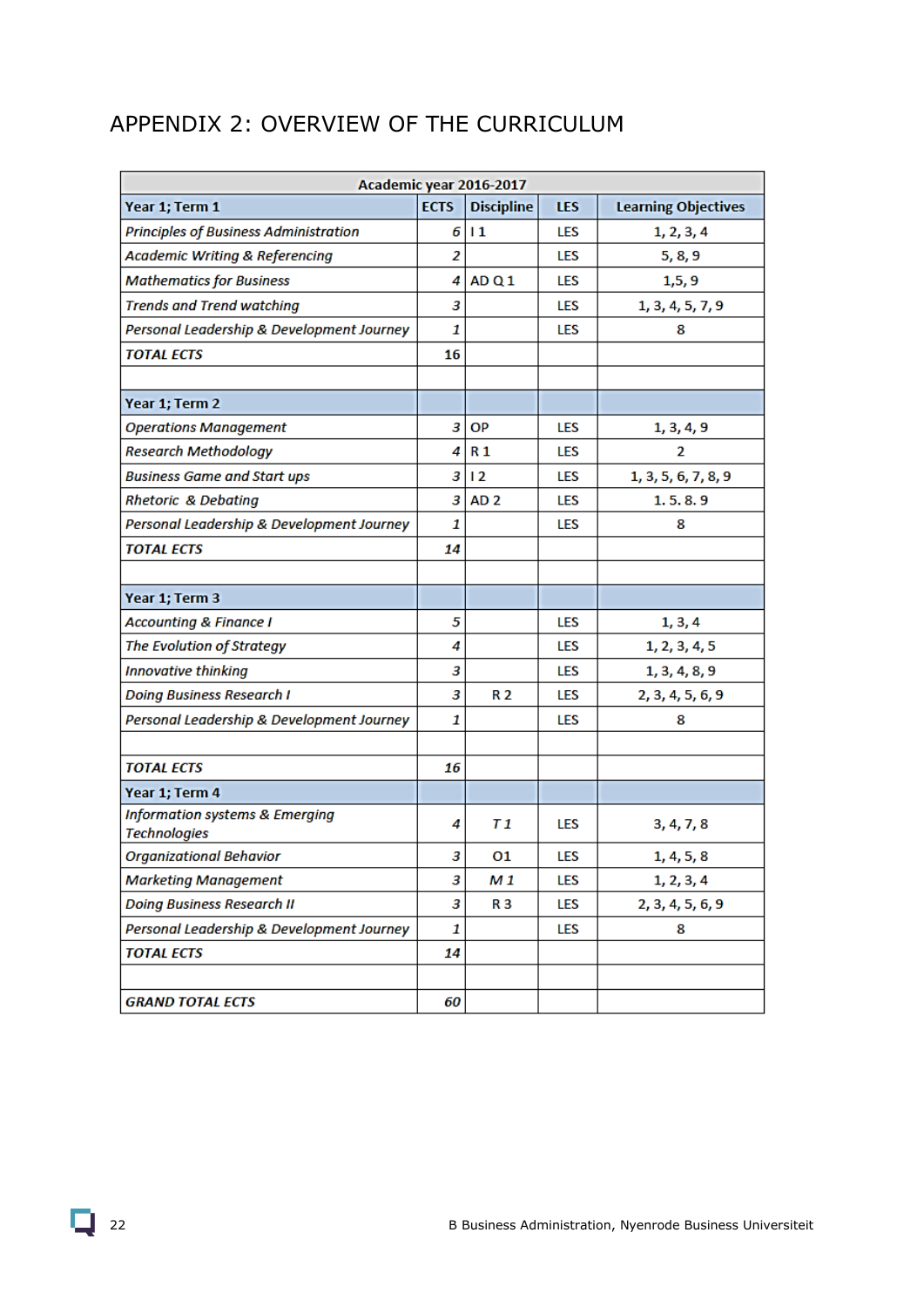# APPENDIX 2: OVERVIEW OF THE CURRICULUM

| Academic year 2016-2017 | | | | |
|---|---|---|---|---|
| **Year 1; Term 1** | **ECTS** | **Discipline** | **LES** | **Learning Objectives** |
| *Principles of Business Administration* | *6* | I 1 | LES | 1, 2, 3, 4 |
| *Academic Writing & Referencing* | *2* | | LES | 5, 8, 9 |
| *Mathematics for Business* | *4* | AD Q 1 | LES | 1,5, 9 |
| *Trends and Trend watching* | *3* | | LES | 1, 3, 4, 5, 7, 9 |
| *Personal Leadership & Development Journey* | *1* | | LES | 8 |
| ***TOTAL ECTS*** | **16** | | | |
| | | | | |
| **Year 1; Term 2** | | | | |
| *Operations Management* | *3* | OP | LES | 1, 3, 4, 9 |
| *Research Methodology* | *4* | R 1 | LES | 2 |
| *Business Game and Start ups* | *3* | I 2 | LES | 1, 3, 5, 6, 7, 8, 9 |
| *Rhetoric & Debating* | *3* | AD 2 | LES | 1. 5. 8. 9 |
| *Personal Leadership & Development Journey* | *1* | | LES | 8 |
| ***TOTAL ECTS*** | ***14*** | | | |
| | | | | |
| **Year 1; Term 3** | | | | |
| *Accounting & Finance I* | *5* | | LES | 1, 3, 4 |
| *The Evolution of Strategy* | *4* | | LES | 1, 2, 3, 4, 5 |
| *Innovative thinking* | *3* | | LES | 1, 3, 4, 8, 9 |
| *Doing Business Research I* | *3* | R 2 | LES | 2, 3, 4, 5, 6, 9 |
| *Personal Leadership & Development Journey* | *1* | | LES | 8 |
| | | | | |
| ***TOTAL ECTS*** | ***16*** | | | |
| **Year 1; Term 4** | | | | |
| *Information systems & Emerging Technologies* | *4* | *T 1* | LES | 3, 4, 7, 8 |
| *Organizational Behavior* | *3* | O1 | LES | 1, 4, 5, 8 |
| *Marketing Management* | *3* | *M 1* | LES | 1, 2, 3, 4 |
| *Doing Business Research II* | *3* | R 3 | LES | 2, 3, 4, 5, 6, 9 |
| *Personal Leadership & Development Journey* | *1* | | LES | 8 |
| ***TOTAL ECTS*** | ***14*** | | | |
| | | | | |
| ***GRAND TOTAL ECTS*** | ***60*** | | | |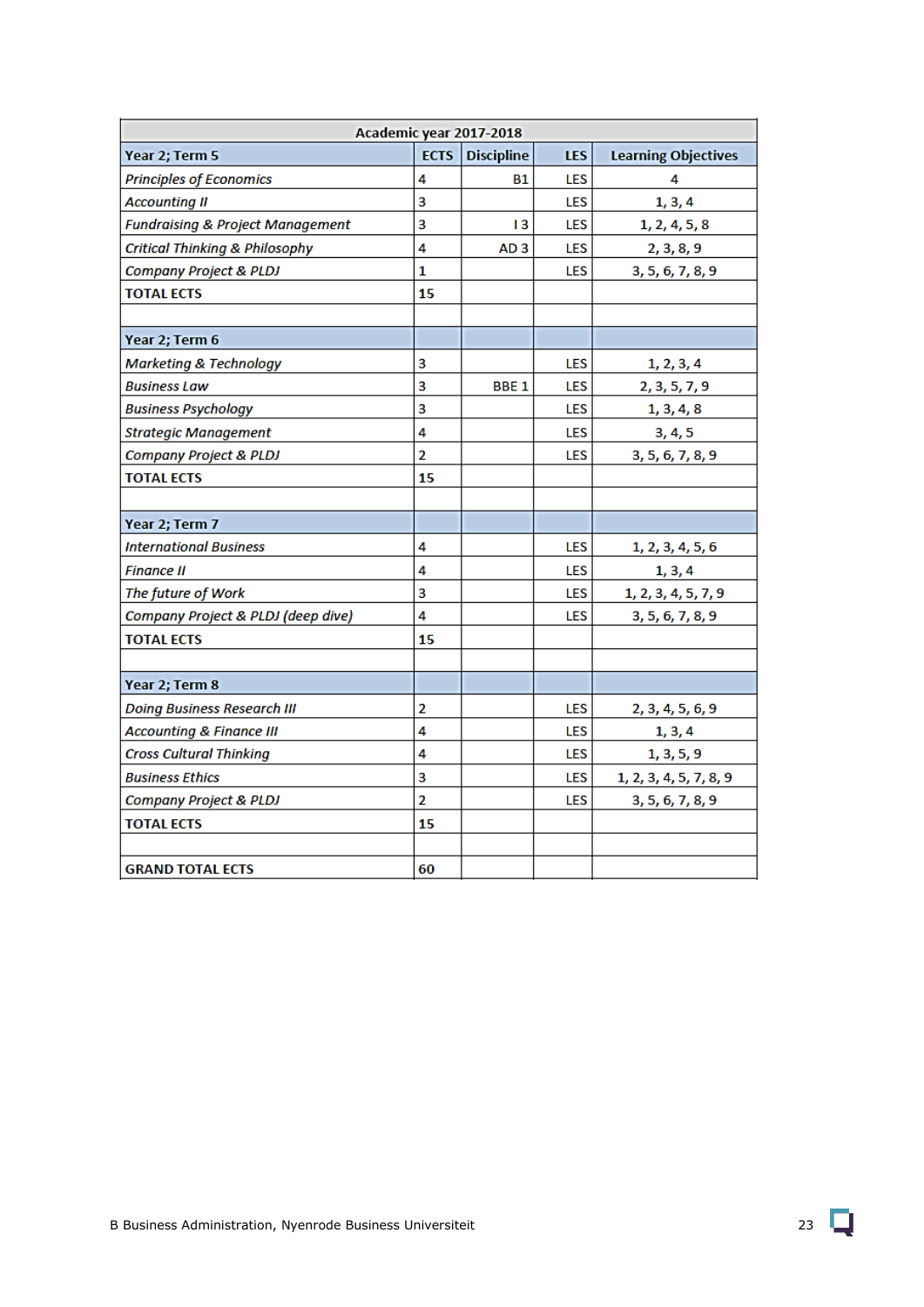| Academic year 2017-2018 | | | | |
|---|---|---|---|---|
| **Year 2; Term 5** | **ECTS** | **Discipline** | **LES** | **Learning Objectives** |
| *Principles of Economics* | 4 | B1 | LES | 4 |
| *Accounting II* | 3 | | LES | 1, 3, 4 |
| *Fundraising & Project Management* | 3 | I 3 | LES | 1, 2, 4, 5, 8 |
| *Critical Thinking & Philosophy* | 4 | AD 3 | LES | 2, 3, 8, 9 |
| *Company Project & PLDJ* | 1 | | LES | 3, 5, 6, 7, 8, 9 |
| **TOTAL ECTS** | **15** | | | |
| | | | | |
| **Year 2; Term 6** | | | | |
| *Marketing & Technology* | 3 | | LES | 1, 2, 3, 4 |
| *Business Law* | 3 | BBE 1 | LES | 2, 3, 5, 7, 9 |
| *Business Psychology* | 3 | | LES | 1, 3, 4, 8 |
| *Strategic Management* | 4 | | LES | 3, 4, 5 |
| *Company Project & PLDJ* | 2 | | LES | 3, 5, 6, 7, 8, 9 |
| **TOTAL ECTS** | **15** | | | |
| | | | | |
| **Year 2; Term 7** | | | | |
| *International Business* | 4 | | LES | 1, 2, 3, 4, 5, 6 |
| *Finance II* | 4 | | LES | 1, 3, 4 |
| *The future of Work* | 3 | | LES | 1, 2, 3, 4, 5, 7, 9 |
| *Company Project & PLDJ (deep dive)* | 4 | | LES | 3, 5, 6, 7, 8, 9 |
| **TOTAL ECTS** | **15** | | | |
| | | | | |
| **Year 2; Term 8** | | | | |
| *Doing Business Research III* | 2 | | LES | 2, 3, 4, 5, 6, 9 |
| *Accounting & Finance III* | 4 | | LES | 1, 3, 4 |
| *Cross Cultural Thinking* | 4 | | LES | 1, 3, 5, 9 |
| *Business Ethics* | 3 | | LES | 1, 2, 3, 4, 5, 7, 8, 9 |
| *Company Project & PLDJ* | 2 | | LES | 3, 5, 6, 7, 8, 9 |
| **TOTAL ECTS** | **15** | | | |
| | | | | |
| **GRAND TOTAL ECTS** | **60** | | | |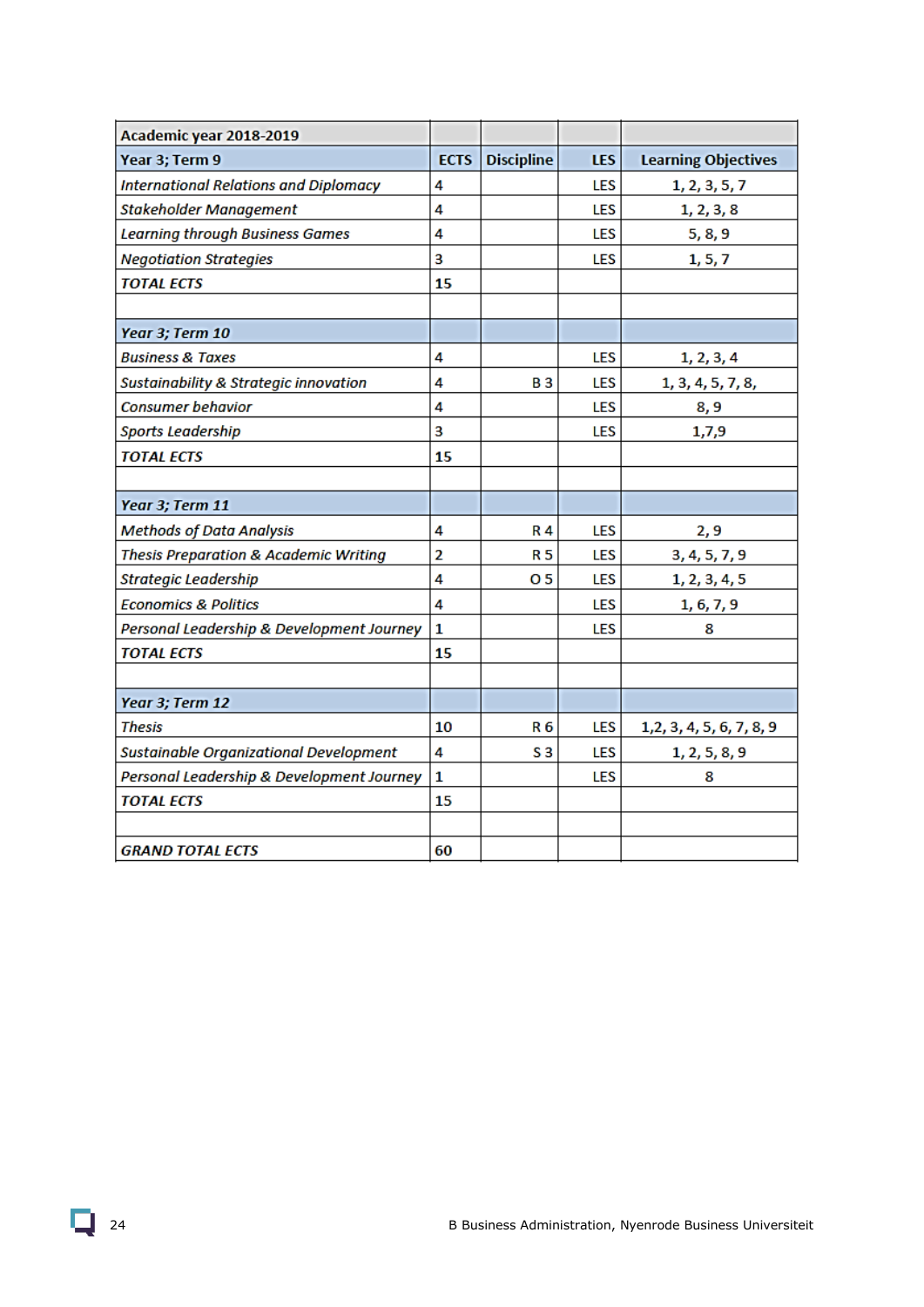| Academic year 2018-2019 | | | | |
|---|---|---|---|---|
| **Year 3; Term 9** | **ECTS** | **Discipline** | **LES** | **Learning Objectives** |
| *International Relations and Diplomacy* | 4 | | LES | 1, 2, 3, 5, 7 |
| *Stakeholder Management* | 4 | | LES | 1, 2, 3, 8 |
| *Learning through Business Games* | 4 | | LES | 5, 8, 9 |
| *Negotiation Strategies* | 3 | | LES | 1, 5, 7 |
| ***TOTAL ECTS*** | **15** | | | |
| | | | | |
| ***Year 3; Term 10*** | | | | |
| *Business & Taxes* | 4 | | LES | 1, 2, 3, 4 |
| *Sustainability & Strategic innovation* | 4 | B 3 | LES | 1, 3, 4, 5, 7, 8, |
| *Consumer behavior* | 4 | | LES | 8, 9 |
| *Sports Leadership* | 3 | | LES | 1,7,9 |
| ***TOTAL ECTS*** | **15** | | | |
| | | | | |
| ***Year 3; Term 11*** | | | | |
| *Methods of Data Analysis* | 4 | R 4 | LES | 2, 9 |
| *Thesis Preparation & Academic Writing* | 2 | R 5 | LES | 3, 4, 5, 7, 9 |
| *Strategic Leadership* | 4 | O 5 | LES | 1, 2, 3, 4, 5 |
| *Economics & Politics* | 4 | | LES | 1, 6, 7, 9 |
| *Personal Leadership & Development Journey* | 1 | | LES | 8 |
| ***TOTAL ECTS*** | **15** | | | |
| | | | | |
| ***Year 3; Term 12*** | | | | |
| *Thesis* | 10 | R 6 | LES | 1,2, 3, 4, 5, 6, 7, 8, 9 |
| *Sustainable Organizational Development* | 4 | S 3 | LES | 1, 2, 5, 8, 9 |
| *Personal Leadership & Development Journey* | 1 | | LES | 8 |
| ***TOTAL ECTS*** | **15** | | | |
| | | | | |
| ***GRAND TOTAL ECTS*** | **60** | | | |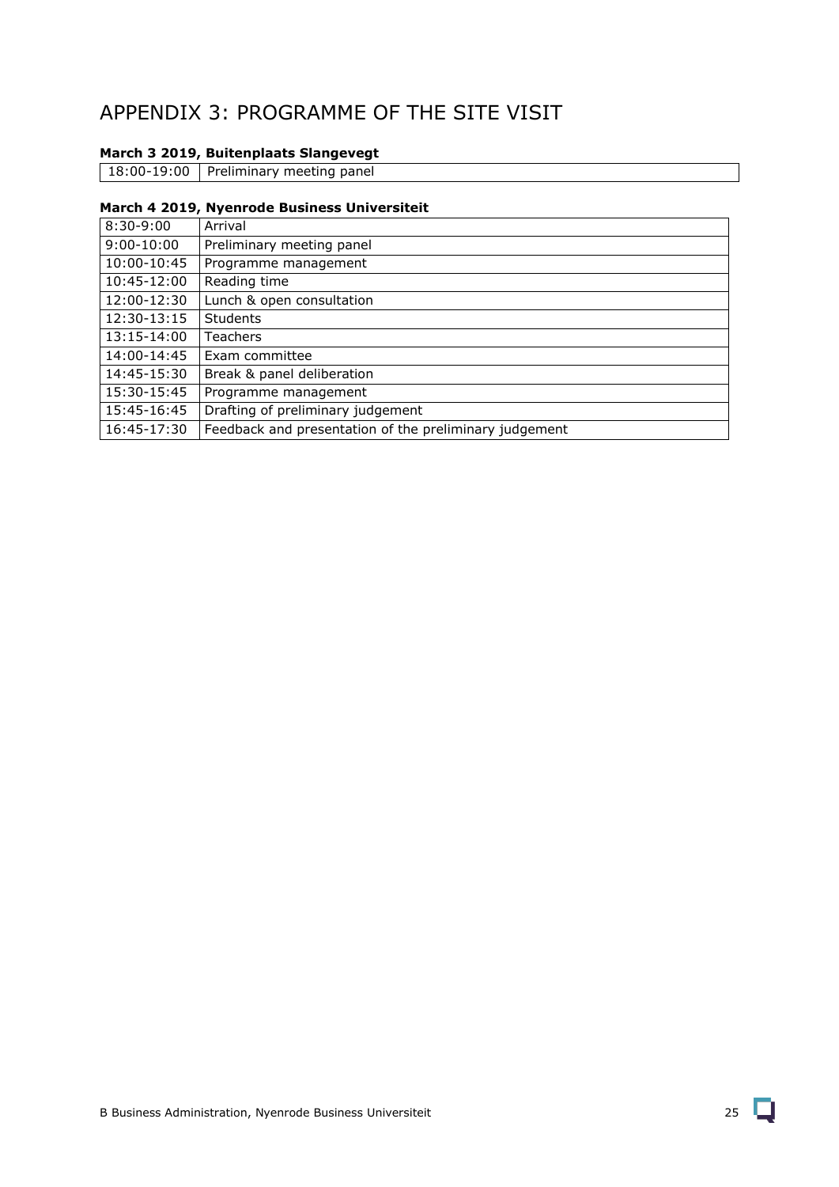# APPENDIX 3: PROGRAMME OF THE SITE VISIT

**March 3 2019, Buitenplaats Slangevegt**

| | |
|---|---|
| 18:00-19:00 | Preliminary meeting panel |

**March 4 2019, Nyenrode Business Universiteit**

| | |
|---|---|
| 8:30-9:00 | Arrival |
| 9:00-10:00 | Preliminary meeting panel |
| 10:00-10:45 | Programme management |
| 10:45-12:00 | Reading time |
| 12:00-12:30 | Lunch & open consultation |
| 12:30-13:15 | Students |
| 13:15-14:00 | Teachers |
| 14:00-14:45 | Exam committee |
| 14:45-15:30 | Break & panel deliberation |
| 15:30-15:45 | Programme management |
| 15:45-16:45 | Drafting of preliminary judgement |
| 16:45-17:30 | Feedback and presentation of the preliminary judgement |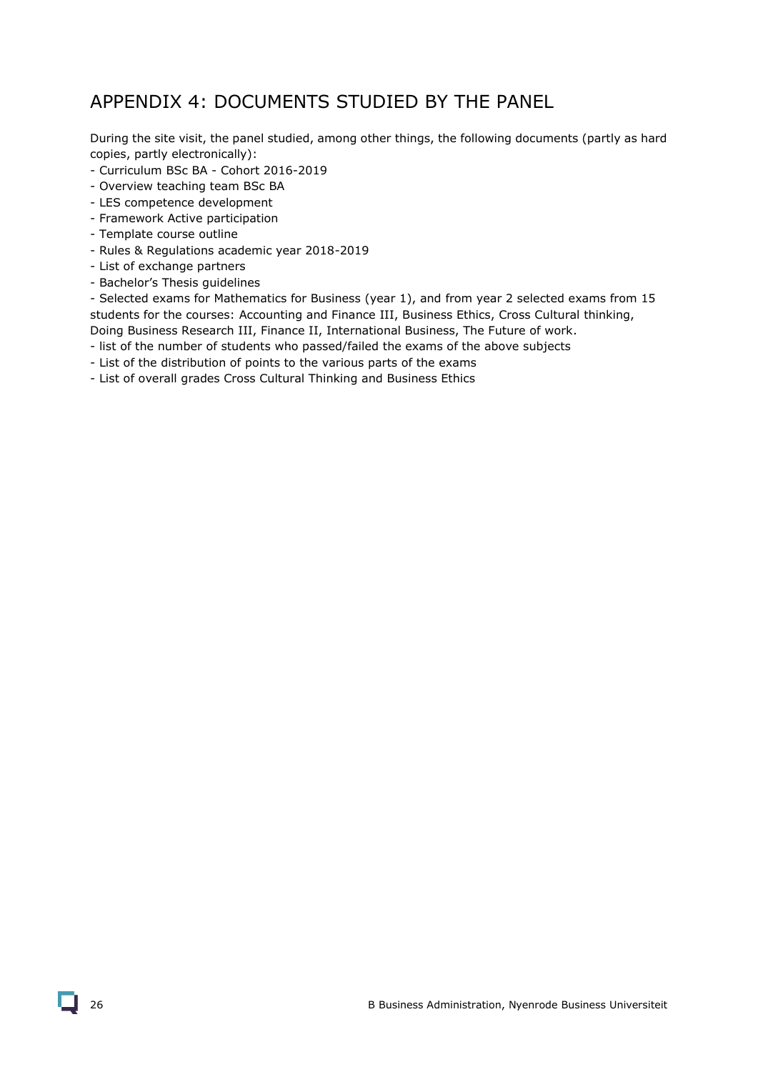## APPENDIX 4: DOCUMENTS STUDIED BY THE PANEL

During the site visit, the panel studied, among other things, the following documents (partly as hard copies, partly electronically):

- Curriculum BSc BA - Cohort 2016-2019
- Overview teaching team BSc BA
- LES competence development
- Framework Active participation
- Template course outline
- Rules & Regulations academic year 2018-2019
- List of exchange partners
- Bachelor's Thesis guidelines
- Selected exams for Mathematics for Business (year 1), and from year 2 selected exams from 15 students for the courses: Accounting and Finance III, Business Ethics, Cross Cultural thinking, Doing Business Research III, Finance II, International Business, The Future of work.
- list of the number of students who passed/failed the exams of the above subjects
- List of the distribution of points to the various parts of the exams
- List of overall grades Cross Cultural Thinking and Business Ethics